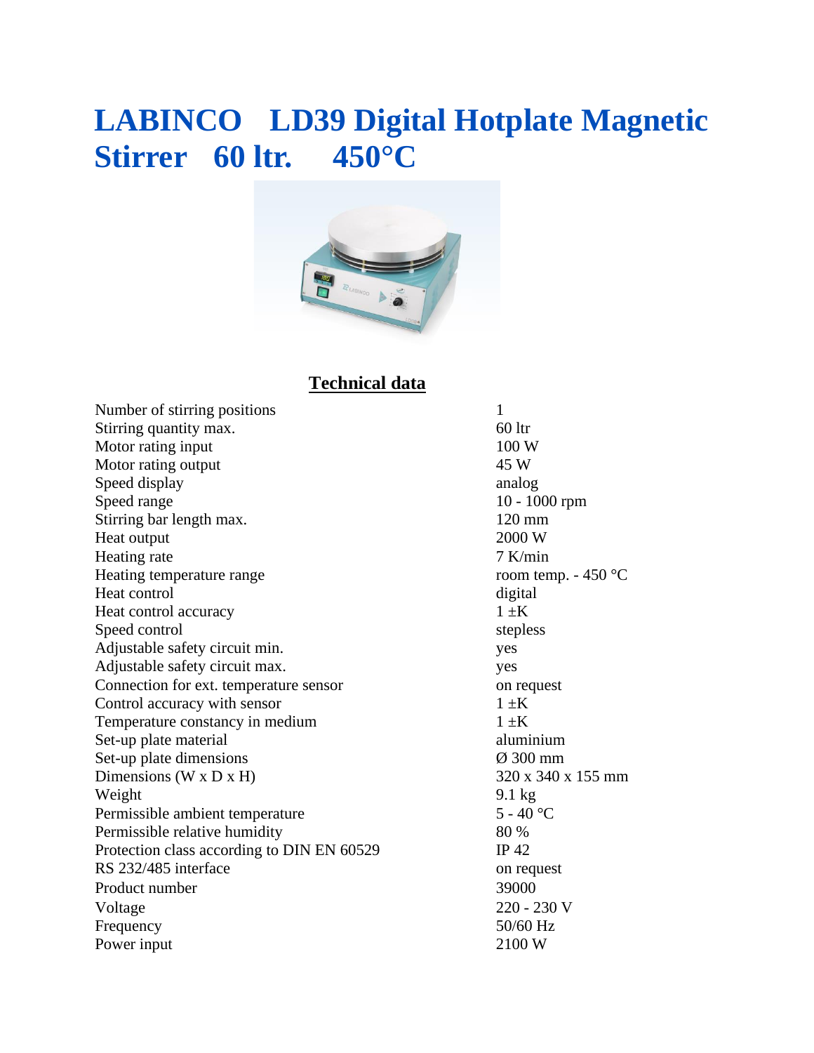# LABINCO LD39 Digital Hotplate Magnetic Stirrer 60 ltr. 450°C

## Technical data

| | |
|---|---|
| Number of stirring positions | 1 |
| Stirring quantity max. | 60 ltr |
| Motor rating input | 100 W |
| Motor rating output | 45 W |
| Speed display | analog |
| Speed range | 10 - 1000 rpm |
| Stirring bar length max. | 120 mm |
| Heat output | 2000 W |
| Heating rate | 7 K/min |
| Heating temperature range | room temp. - 450 °C |
| Heat control | digital |
| Heat control accuracy | 1 ±K |
| Speed control | stepless |
| Adjustable safety circuit min. | yes |
| Adjustable safety circuit max. | yes |
| Connection for ext. temperature sensor | on request |
| Control accuracy with sensor | 1 ±K |
| Temperature constancy in medium | 1 ±K |
| Set-up plate material | aluminium |
| Set-up plate dimensions | Ø 300 mm |
| Dimensions (W x D x H) | 320 x 340 x 155 mm |
| Weight | 9.1 kg |
| Permissible ambient temperature | 5 - 40 °C |
| Permissible relative humidity | 80 % |
| Protection class according to DIN EN 60529 | IP 42 |
| RS 232/485 interface | on request |
| Product number | 39000 |
| Voltage | 220 - 230 V |
| Frequency | 50/60 Hz |
| Power input | 2100 W |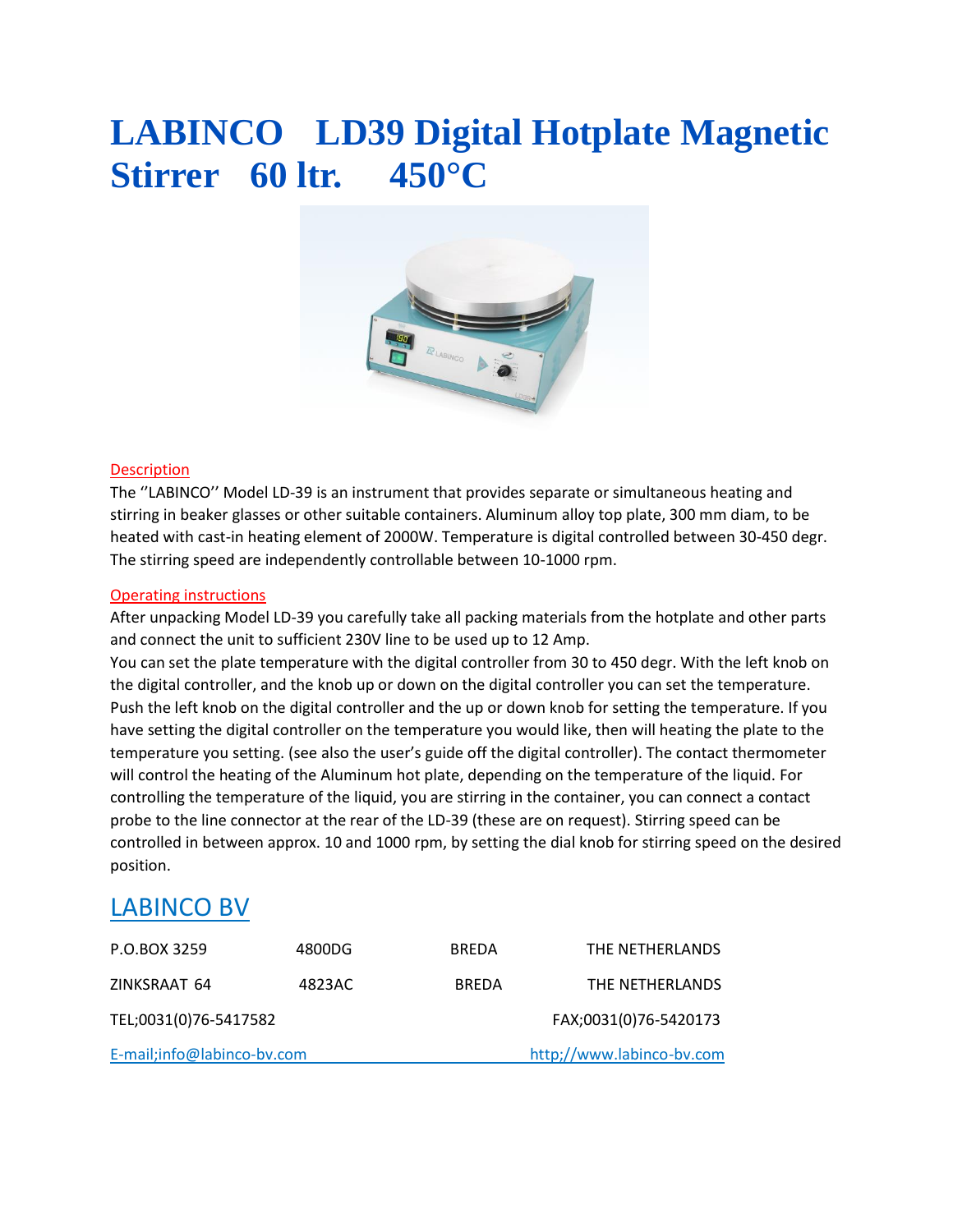# LABINCO LD39 Digital Hotplate Magnetic Stirrer 60 ltr. 450°C

Description

The ''LABINCO'' Model LD-39 is an instrument that provides separate or simultaneous heating and stirring in beaker glasses or other suitable containers. Aluminum alloy top plate, 300 mm diam, to be heated with cast-in heating element of 2000W. Temperature is digital controlled between 30-450 degr. The stirring speed are independently controllable between 10-1000 rpm.

Operating instructions

After unpacking Model LD-39 you carefully take all packing materials from the hotplate and other parts and connect the unit to sufficient 230V line to be used up to 12 Amp.
You can set the plate temperature with the digital controller from 30 to 450 degr. With the left knob on the digital controller, and the knob up or down on the digital controller you can set the temperature. Push the left knob on the digital controller and the up or down knob for setting the temperature. If you have setting the digital controller on the temperature you would like, then will heating the plate to the temperature you setting. (see also the user's guide off the digital controller). The contact thermometer will control the heating of the Aluminum hot plate, depending on the temperature of the liquid. For controlling the temperature of the liquid, you are stirring in the container, you can connect a contact probe to the line connector at the rear of the LD-39 (these are on request). Stirring speed can be controlled in between approx. 10 and 1000 rpm, by setting the dial knob for stirring speed on the desired position.

## LABINCO BV

| | | | |
|---|---|---|---|
| P.O.BOX 3259 | 4800DG | BREDA | THE NETHERLANDS |
| ZINKSRAAT 64 | 4823AC | BREDA | THE NETHERLANDS |
| TEL;0031(0)76-5417582 | | | FAX;0031(0)76-5420173 |
| E-mail;info@labinco-bv.com | | | http;//www.labinco-bv.com |